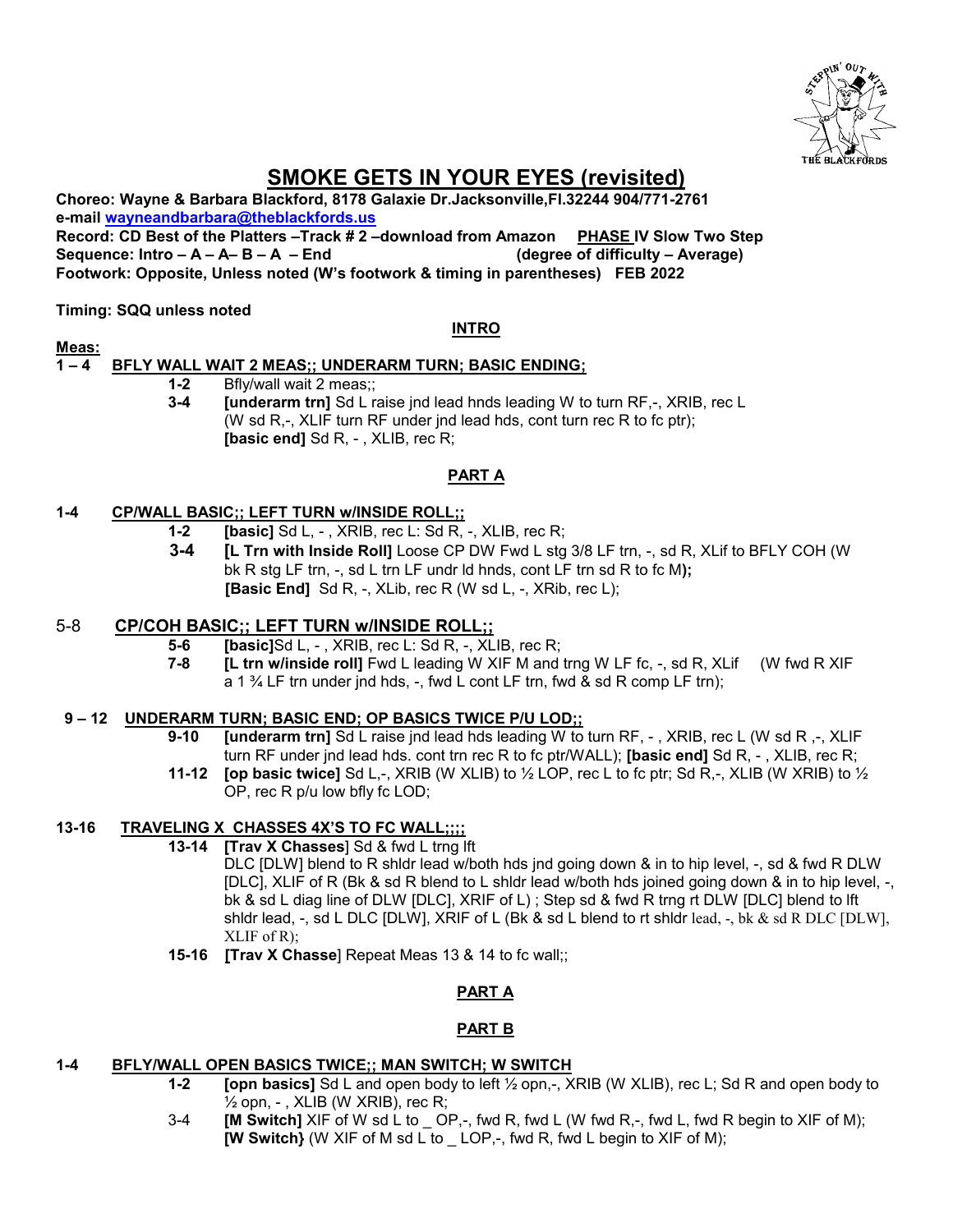# SMOKE GETS IN YOUR EYES (revisited)

**Choreo: Wayne & Barbara Blackford, 8178 Galaxie Dr.Jacksonville,Fl.32244 904/771-2761**
**e-mail wayneandbarbara@theblackfords.us**
**Record: CD Best of the Platters –Track # 2 –download from Amazon    PHASE IV Slow Two Step**
**Sequence: Intro – A – A– B – A – End    (degree of difficulty – Average)**
**Footwork: Opposite, Unless noted (W's footwork & timing in parentheses)   FEB 2022**

**Timing: SQQ unless noted**

## INTRO

**Meas:**

**1 – 4   BFLY WALL WAIT 2 MEAS;; UNDERARM TURN; BASIC ENDING;**

- **1-2** Bfly/wall wait 2 meas;;
- **3-4** **[underarm trn]** Sd L raise jnd lead hnds leading W to turn RF,-, XRIB, rec L (W sd R,-, XLIF turn RF under jnd lead hds, cont turn rec R to fc ptr); **[basic end]** Sd R, - , XLIB, rec R;

## PART A

**1-4   CP/WALL BASIC;; LEFT TURN w/INSIDE ROLL;;**

- **1-2** **[basic]** Sd L, - , XRIB, rec L: Sd R, -, XLIB, rec R;
- **3-4** **[L Trn with Inside Roll]** Loose CP DW Fwd L stg 3/8 LF trn, -, sd R, XLif to BFLY COH (W bk R stg LF trn, -, sd L trn LF undr ld hnds, cont LF trn sd R to fc M**);** **[Basic End]** Sd R, -, XLib, rec R (W sd L, -, XRib, rec L);

**5-8   CP/COH BASIC;; LEFT TURN w/INSIDE ROLL;;**

- **5-6** **[basic]**Sd L, - , XRIB, rec L: Sd R, -, XLIB, rec R;
- **7-8** **[L trn w/inside roll]** Fwd L leading W XIF M and trng W LF fc, -, sd R, XLif (W fwd R XIF a 1 ¾ LF trn under jnd hds, -, fwd L cont LF trn, fwd & sd R comp LF trn);

**9 – 12   UNDERARM TURN; BASIC END; OP BASICS TWICE P/U LOD;;**

- **9-10** **[underarm trn]** Sd L raise jnd lead hds leading W to turn RF, - , XRIB, rec L (W sd R ,-, XLIF turn RF under jnd lead hds. cont trn rec R to fc ptr/WALL); **[basic end]** Sd R, - , XLIB, rec R;
- **11-12** **[op basic twice]** Sd L,-, XRIB (W XLIB) to ½ LOP, rec L to fc ptr; Sd R,-, XLIB (W XRIB) to ½ OP, rec R p/u low bfly fc LOD;

**13-16   TRAVELING X CHASSES 4X'S TO FC WALL;;;;**

- **13-14** **[Trav X Chasses]** Sd & fwd L trng lft DLC [DLW] blend to R shldr lead w/both hds jnd going down & in to hip level, -, sd & fwd R DLW [DLC], XLIF of R (Bk & sd R blend to L shldr lead w/both hds joined going down & in to hip level, -, bk & sd L diag line of DLW [DLC], XRIF of L) ; Step sd & fwd R trng rt DLW [DLC] blend to lft shldr lead, -, sd L DLC [DLW], XRIF of L (Bk & sd L blend to rt shldr lead, -, bk & sd R DLC [DLW], XLIF of R);
- **15-16** **[Trav X Chasse]** Repeat Meas 13 & 14 to fc wall;;

## PART A

## PART B

**1-4   BFLY/WALL OPEN BASICS TWICE;; MAN SWITCH; W SWITCH**

- **1-2** **[opn basics]** Sd L and open body to left ½ opn,-, XRIB (W XLIB), rec L; Sd R and open body to ½ opn, - , XLIB (W XRIB), rec R;
- 3-4 **[M Switch]** XIF of W sd L to _ OP,-, fwd R, fwd L (W fwd R,-, fwd L, fwd R begin to XIF of M); **[W Switch}** (W XIF of M sd L to _ LOP,-, fwd R, fwd L begin to XIF of M);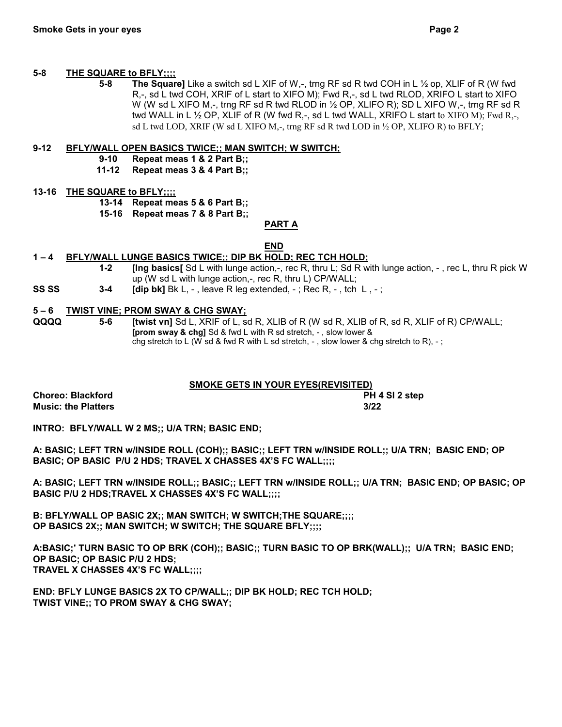**5-8 THE SQUARE to BFLY;;;;**

**5-8** **The Square]** Like a switch sd L XIF of W,-, trng RF sd R twd COH in L ½ op, XLIF of R (W fwd R,-, sd L twd COH, XRIF of L start to XIFO M); Fwd R,-, sd L twd RLOD, XRIFO L start to XIFO W (W sd L XIFO M,-, trng RF sd R twd RLOD in ½ OP, XLIFO R); SD L XIFO W,-, trng RF sd R twd WALL in L ½ OP, XLIF of R (W fwd R,-, sd L twd WALL, XRIFO L start to XIFO M); Fwd R,-, sd L twd LOD, XRIF (W sd L XIFO M,-, trng RF sd R twd LOD in ½ OP, XLIFO R) to BFLY;

**9-12 BFLY/WALL OPEN BASICS TWICE;; MAN SWITCH; W SWITCH;**

**9-10 Repeat meas 1 & 2 Part B;;**

**11-12 Repeat meas 3 & 4 Part B;;**

**13-16 THE SQUARE to BFLY;;;;**

**13-14 Repeat meas 5 & 6 Part B;;**

**15-16 Repeat meas 7 & 8 Part B;;**

**PART A**

**END**

**1 – 4 BFLY/WALL LUNGE BASICS TWICE;; DIP BK HOLD; REC TCH HOLD;**

**1-2** **[lng basics[** Sd L with lunge action,-, rec R, thru L; Sd R with lunge action, - , rec L, thru R pick W up (W sd L with lunge action,-, rec R, thru L) CP/WALL;

**SS SS** **3-4** **[dip bk]** Bk L, - , leave R leg extended, - ; Rec R, - , tch L , - ;

**5 – 6 TWIST VINE; PROM SWAY & CHG SWAY;**

**QQQQ** **5-6** **[twist vn]** Sd L, XRIF of L, sd R, XLIB of R (W sd R, XLIB of R, sd R, XLIF of R) CP/WALL; **[prom sway & chg]** Sd & fwd L with R sd stretch, - , slow lower & chg stretch to L (W sd & fwd R with L sd stretch, - , slow lower & chg stretch to R), - ;

**SMOKE GETS IN YOUR EYES(REVISITED)**

**Choreo: Blackford** **PH 4 Sl 2 step**
**Music: the Platters** **3/22**

**INTRO: BFLY/WALL W 2 MS;; U/A TRN; BASIC END;**

**A: BASIC; LEFT TRN w/INSIDE ROLL (COH);; BASIC;; LEFT TRN w/INSIDE ROLL;; U/A TRN; BASIC END; OP BASIC; OP BASIC P/U 2 HDS; TRAVEL X CHASSES 4X'S FC WALL;;;;**

**A: BASIC; LEFT TRN w/INSIDE ROLL;; BASIC;; LEFT TRN w/INSIDE ROLL;; U/A TRN; BASIC END; OP BASIC; OP BASIC P/U 2 HDS;TRAVEL X CHASSES 4X'S FC WALL;;;;**

**B: BFLY/WALL OP BASIC 2X;; MAN SWITCH; W SWITCH;THE SQUARE;;;;**
**OP BASICS 2X;; MAN SWITCH; W SWITCH; THE SQUARE BFLY;;;;**

**A:BASIC;' TURN BASIC TO OP BRK (COH);; BASIC;; TURN BASIC TO OP BRK(WALL);; U/A TRN; BASIC END; OP BASIC; OP BASIC P/U 2 HDS;**
**TRAVEL X CHASSES 4X'S FC WALL;;;;**

**END: BFLY LUNGE BASICS 2X TO CP/WALL;; DIP BK HOLD; REC TCH HOLD;**
**TWIST VINE;; TO PROM SWAY & CHG SWAY;**